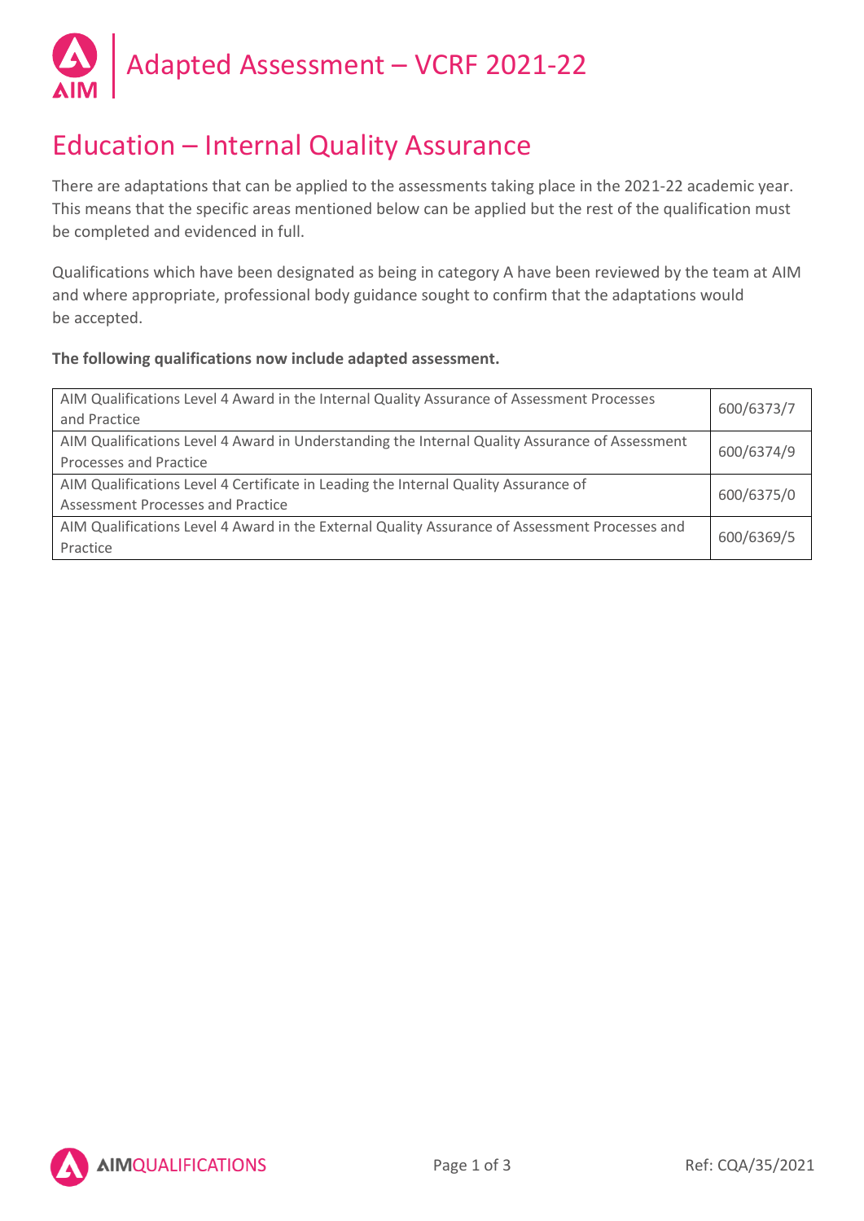# Adapted Assessment – VCRF 2021-22

## Education – Internal Quality Assurance

There are adaptations that can be applied to the assessments taking place in the 2021-22 academic year. This means that the specific areas mentioned below can be applied but the rest of the qualification must be completed and evidenced in full.

Qualifications which have been designated as being in category A have been reviewed by the team at AIM and where appropriate, professional body guidance sought to confirm that the adaptations would be accepted.

**The following qualifications now include adapted assessment.**

| Qualification | Number |
|---|---|
| AIM Qualifications Level 4 Award in the Internal Quality Assurance of Assessment Processes and Practice | 600/6373/7 |
| AIM Qualifications Level 4 Award in Understanding the Internal Quality Assurance of Assessment Processes and Practice | 600/6374/9 |
| AIM Qualifications Level 4 Certificate in Leading the Internal Quality Assurance of Assessment Processes and Practice | 600/6375/0 |
| AIM Qualifications Level 4 Award in the External Quality Assurance of Assessment Processes and Practice | 600/6369/5 |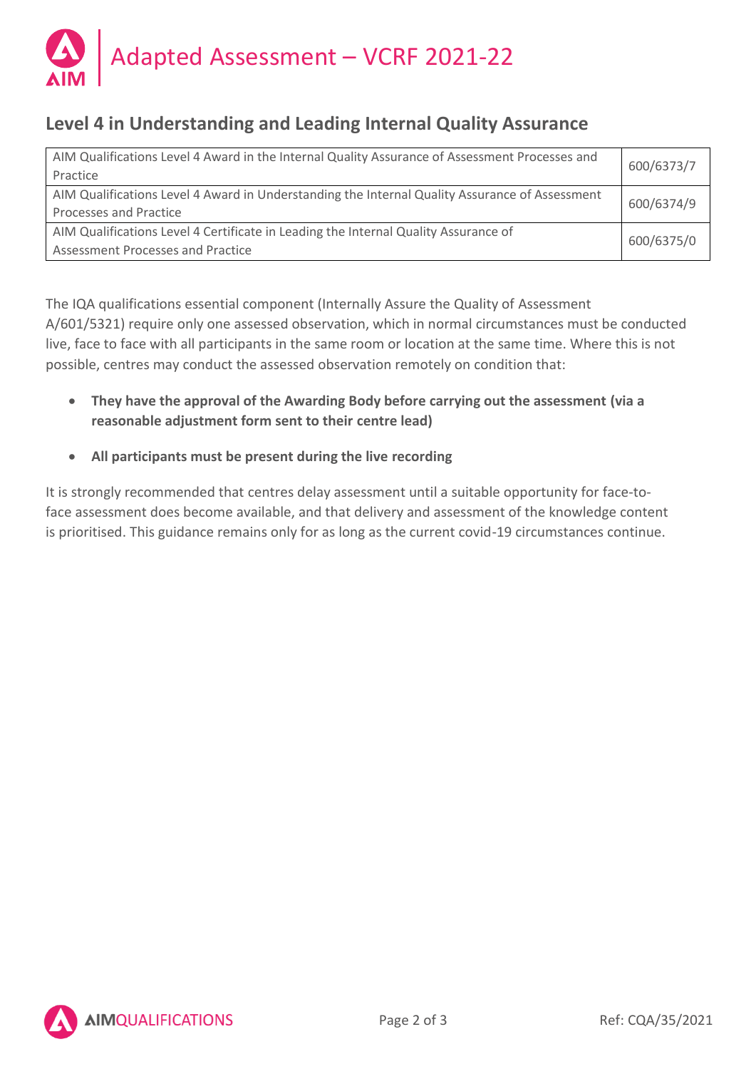## Level 4 in Understanding and Leading Internal Quality Assurance

| | |
|---|---|
| AIM Qualifications Level 4 Award in the Internal Quality Assurance of Assessment Processes and Practice | 600/6373/7 |
| AIM Qualifications Level 4 Award in Understanding the Internal Quality Assurance of Assessment Processes and Practice | 600/6374/9 |
| AIM Qualifications Level 4 Certificate in Leading the Internal Quality Assurance of Assessment Processes and Practice | 600/6375/0 |

The IQA qualifications essential component (Internally Assure the Quality of Assessment A/601/5321) require only one assessed observation, which in normal circumstances must be conducted live, face to face with all participants in the same room or location at the same time. Where this is not possible, centres may conduct the assessed observation remotely on condition that:

- **They have the approval of the Awarding Body before carrying out the assessment (via a reasonable adjustment form sent to their centre lead)**
- **All participants must be present during the live recording**

It is strongly recommended that centres delay assessment until a suitable opportunity for face-to-face assessment does become available, and that delivery and assessment of the knowledge content is prioritised. This guidance remains only for as long as the current covid-19 circumstances continue.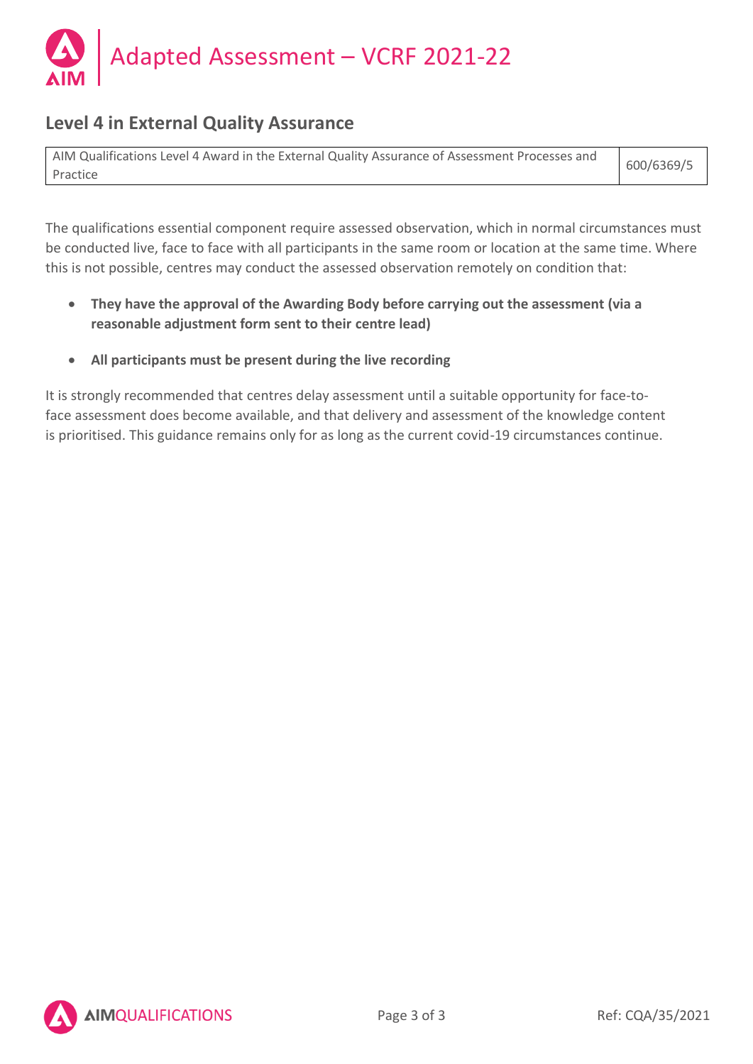## Level 4 in External Quality Assurance

| | |
|---|---|
| AIM Qualifications Level 4 Award in the External Quality Assurance of Assessment Processes and Practice | 600/6369/5 |

The qualifications essential component require assessed observation, which in normal circumstances must be conducted live, face to face with all participants in the same room or location at the same time. Where this is not possible, centres may conduct the assessed observation remotely on condition that:

- **They have the approval of the Awarding Body before carrying out the assessment (via a reasonable adjustment form sent to their centre lead)**
- **All participants must be present during the live recording**

It is strongly recommended that centres delay assessment until a suitable opportunity for face-to-face assessment does become available, and that delivery and assessment of the knowledge content is prioritised. This guidance remains only for as long as the current covid-19 circumstances continue.